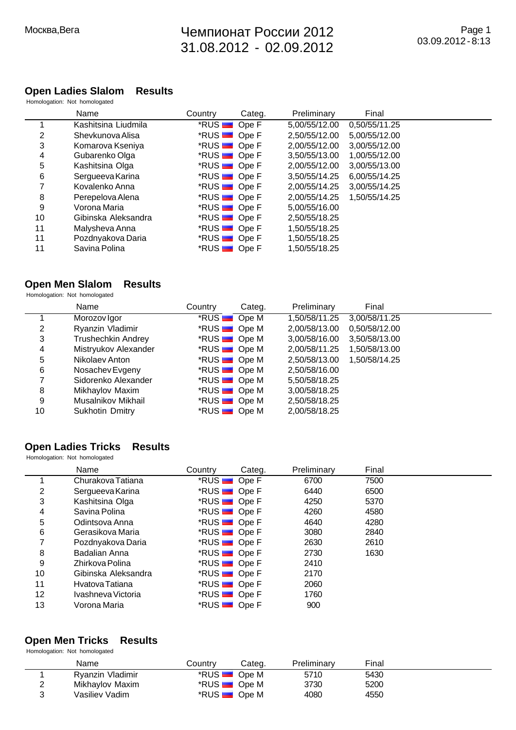Москва,Вега

# Чемпионат России 2012

31.08.2012 - 02.09.2012

03.09.2012 - 8:13

## Open Ladies Slalom Results

Homologation: Not homologated

| | Name | Country | Categ. | Preliminary | Final |
|---|---|---|---|---|---|
| 1 | Kashitsina Liudmila | *RUS | Ope F | 5,00/55/12.00 | 0,50/55/11.25 |
| 2 | Shevkunova Alisa | *RUS | Ope F | 2,50/55/12.00 | 5,00/55/12.00 |
| 3 | Komarova Kseniya | *RUS | Ope F | 2,00/55/12.00 | 3,00/55/12.00 |
| 4 | Gubarenko Olga | *RUS | Ope F | 3,50/55/13.00 | 1,00/55/12.00 |
| 5 | Kashitsina Olga | *RUS | Ope F | 2,00/55/12.00 | 3,00/55/13.00 |
| 6 | Sergueeva Karina | *RUS | Ope F | 3,50/55/14.25 | 6,00/55/14.25 |
| 7 | Kovalenko Anna | *RUS | Ope F | 2,00/55/14.25 | 3,00/55/14.25 |
| 8 | Perepelova Alena | *RUS | Ope F | 2,00/55/14.25 | 1,50/55/14.25 |
| 9 | Vorona Maria | *RUS | Ope F | 5,00/55/16.00 | |
| 10 | Gibinska Aleksandra | *RUS | Ope F | 2,50/55/18.25 | |
| 11 | Malysheva Anna | *RUS | Ope F | 1,50/55/18.25 | |
| 11 | Pozdnyakova Daria | *RUS | Ope F | 1,50/55/18.25 | |
| 11 | Savina Polina | *RUS | Ope F | 1,50/55/18.25 | |

## Open Men Slalom Results

Homologation: Not homologated

| | Name | Country | Categ. | Preliminary | Final |
|---|---|---|---|---|---|
| 1 | Morozov Igor | *RUS | Ope M | 1,50/58/11.25 | 3,00/58/11.25 |
| 2 | Ryanzin Vladimir | *RUS | Ope M | 2,00/58/13.00 | 0,50/58/12.00 |
| 3 | Trushechkin Andrey | *RUS | Ope M | 3,00/58/16.00 | 3,50/58/13.00 |
| 4 | Mistryukov Alexander | *RUS | Ope M | 2,00/58/11.25 | 1,50/58/13.00 |
| 5 | Nikolaev Anton | *RUS | Ope M | 2,50/58/13.00 | 1,50/58/14.25 |
| 6 | Nosachev Evgeny | *RUS | Ope M | 2,50/58/16.00 | |
| 7 | Sidorenko Alexander | *RUS | Ope M | 5,50/58/18.25 | |
| 8 | Mikhaylov Maxim | *RUS | Ope M | 3,00/58/18.25 | |
| 9 | Musalnikov Mikhail | *RUS | Ope M | 2,50/58/18.25 | |
| 10 | Sukhotin Dmitry | *RUS | Ope M | 2,00/58/18.25 | |

## Open Ladies Tricks Results

Homologation: Not homologated

| | Name | Country | Categ. | Preliminary | Final |
|---|---|---|---|---|---|
| 1 | Churakova Tatiana | *RUS | Ope F | 6700 | 7500 |
| 2 | Sergueeva Karina | *RUS | Ope F | 6440 | 6500 |
| 3 | Kashitsina Olga | *RUS | Ope F | 4250 | 5370 |
| 4 | Savina Polina | *RUS | Ope F | 4260 | 4580 |
| 5 | Odintsova Anna | *RUS | Ope F | 4640 | 4280 |
| 6 | Gerasikova Maria | *RUS | Ope F | 3080 | 2840 |
| 7 | Pozdnyakova Daria | *RUS | Ope F | 2630 | 2610 |
| 8 | Badalian Anna | *RUS | Ope F | 2730 | 1630 |
| 9 | Zhirkova Polina | *RUS | Ope F | 2410 | |
| 10 | Gibinska Aleksandra | *RUS | Ope F | 2170 | |
| 11 | Hvatova Tatiana | *RUS | Ope F | 2060 | |
| 12 | Ivashneva Victoria | *RUS | Ope F | 1760 | |
| 13 | Vorona Maria | *RUS | Ope F | 900 | |

## Open Men Tricks Results

Homologation: Not homologated

| | Name | Country | Categ. | Preliminary | Final |
|---|---|---|---|---|---|
| 1 | Ryanzin Vladimir | *RUS | Ope M | 5710 | 5430 |
| 2 | Mikhaylov Maxim | *RUS | Ope M | 3730 | 5200 |
| 3 | Vasiliev Vadim | *RUS | Ope M | 4080 | 4550 |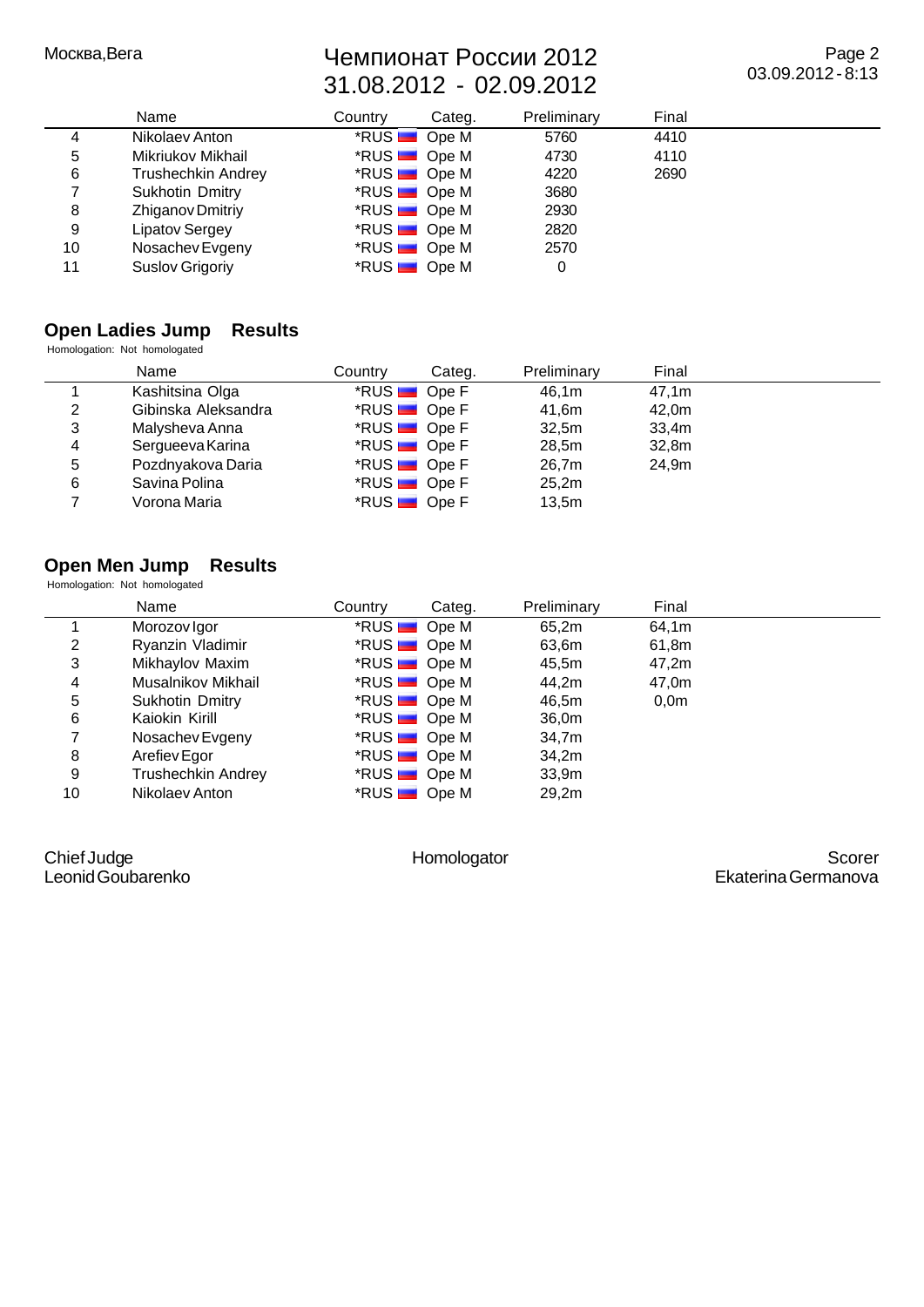| | Name | Country | Categ. | Preliminary | Final |
|---|---|---|---|---|---|
| 4 | Nikolaev Anton | *RUS | Ope M | 5760 | 4410 |
| 5 | Mikriukov Mikhail | *RUS | Ope M | 4730 | 4110 |
| 6 | Trushechkin Andrey | *RUS | Ope M | 4220 | 2690 |
| 7 | Sukhotin Dmitry | *RUS | Ope M | 3680 | |
| 8 | Zhiganov Dmitriy | *RUS | Ope M | 2930 | |
| 9 | Lipatov Sergey | *RUS | Ope M | 2820 | |
| 10 | Nosachev Evgeny | *RUS | Ope M | 2570 | |
| 11 | Suslov Grigoriy | *RUS | Ope M | 0 | |

## Open Ladies Jump Results

Homologation: Not homologated

| | Name | Country | Categ. | Preliminary | Final |
|---|---|---|---|---|---|
| 1 | Kashitsina Olga | *RUS | Ope F | 46,1m | 47,1m |
| 2 | Gibinska Aleksandra | *RUS | Ope F | 41,6m | 42,0m |
| 3 | Malysheva Anna | *RUS | Ope F | 32,5m | 33,4m |
| 4 | Sergueeva Karina | *RUS | Ope F | 28,5m | 32,8m |
| 5 | Pozdnyakova Daria | *RUS | Ope F | 26,7m | 24,9m |
| 6 | Savina Polina | *RUS | Ope F | 25,2m | |
| 7 | Vorona Maria | *RUS | Ope F | 13,5m | |

## Open Men Jump Results

Homologation: Not homologated

| | Name | Country | Categ. | Preliminary | Final |
|---|---|---|---|---|---|
| 1 | Morozov Igor | *RUS | Ope M | 65,2m | 64,1m |
| 2 | Ryanzin Vladimir | *RUS | Ope M | 63,6m | 61,8m |
| 3 | Mikhaylov Maxim | *RUS | Ope M | 45,5m | 47,2m |
| 4 | Musalnikov Mikhail | *RUS | Ope M | 44,2m | 47,0m |
| 5 | Sukhotin Dmitry | *RUS | Ope M | 46,5m | 0,0m |
| 6 | Kaiokin Kirill | *RUS | Ope M | 36,0m | |
| 7 | Nosachev Evgeny | *RUS | Ope M | 34,7m | |
| 8 | Arefiev Egor | *RUS | Ope M | 34,2m | |
| 9 | Trushechkin Andrey | *RUS | Ope M | 33,9m | |
| 10 | Nikolaev Anton | *RUS | Ope M | 29,2m | |

Chief Judge
Leonid Goubarenko

Homologator

Scorer
Ekaterina Germanova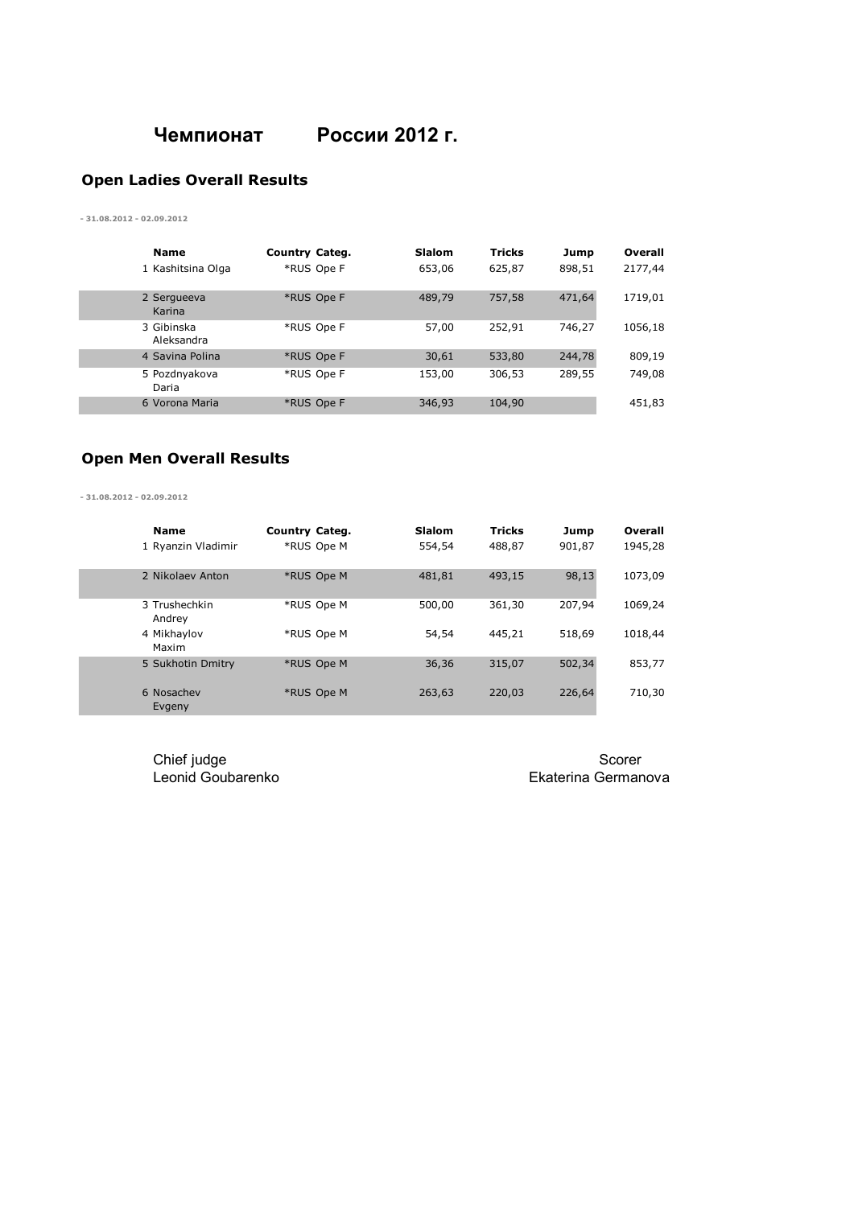# Чемпионат России 2012 г.

## Open Ladies Overall Results

- 31.08.2012 - 02.09.2012

| Name | Country | Categ. | Slalom | Tricks | Jump | Overall |
|---|---|---|---|---|---|---|
| 1 Kashitsina Olga | *RUS | Ope F | 653,06 | 625,87 | 898,51 | 2177,44 |
| 2 Sergueeva Karina | *RUS | Ope F | 489,79 | 757,58 | 471,64 | 1719,01 |
| 3 Gibinska Aleksandra | *RUS | Ope F | 57,00 | 252,91 | 746,27 | 1056,18 |
| 4 Savina Polina | *RUS | Ope F | 30,61 | 533,80 | 244,78 | 809,19 |
| 5 Pozdnyakova Daria | *RUS | Ope F | 153,00 | 306,53 | 289,55 | 749,08 |
| 6 Vorona Maria | *RUS | Ope F | 346,93 | 104,90 | | 451,83 |

## Open Men Overall Results

- 31.08.2012 - 02.09.2012

| Name | Country | Categ. | Slalom | Tricks | Jump | Overall |
|---|---|---|---|---|---|---|
| 1 Ryanzin Vladimir | *RUS | Ope M | 554,54 | 488,87 | 901,87 | 1945,28 |
| 2 Nikolaev Anton | *RUS | Ope M | 481,81 | 493,15 | 98,13 | 1073,09 |
| 3 Trushechkin Andrey | *RUS | Ope M | 500,00 | 361,30 | 207,94 | 1069,24 |
| 4 Mikhaylov Maxim | *RUS | Ope M | 54,54 | 445,21 | 518,69 | 1018,44 |
| 5 Sukhotin Dmitry | *RUS | Ope M | 36,36 | 315,07 | 502,34 | 853,77 |
| 6 Nosachev Evgeny | *RUS | Ope M | 263,63 | 220,03 | 226,64 | 710,30 |

Chief judge
Leonid Goubarenko

Scorer
Ekaterina Germanova